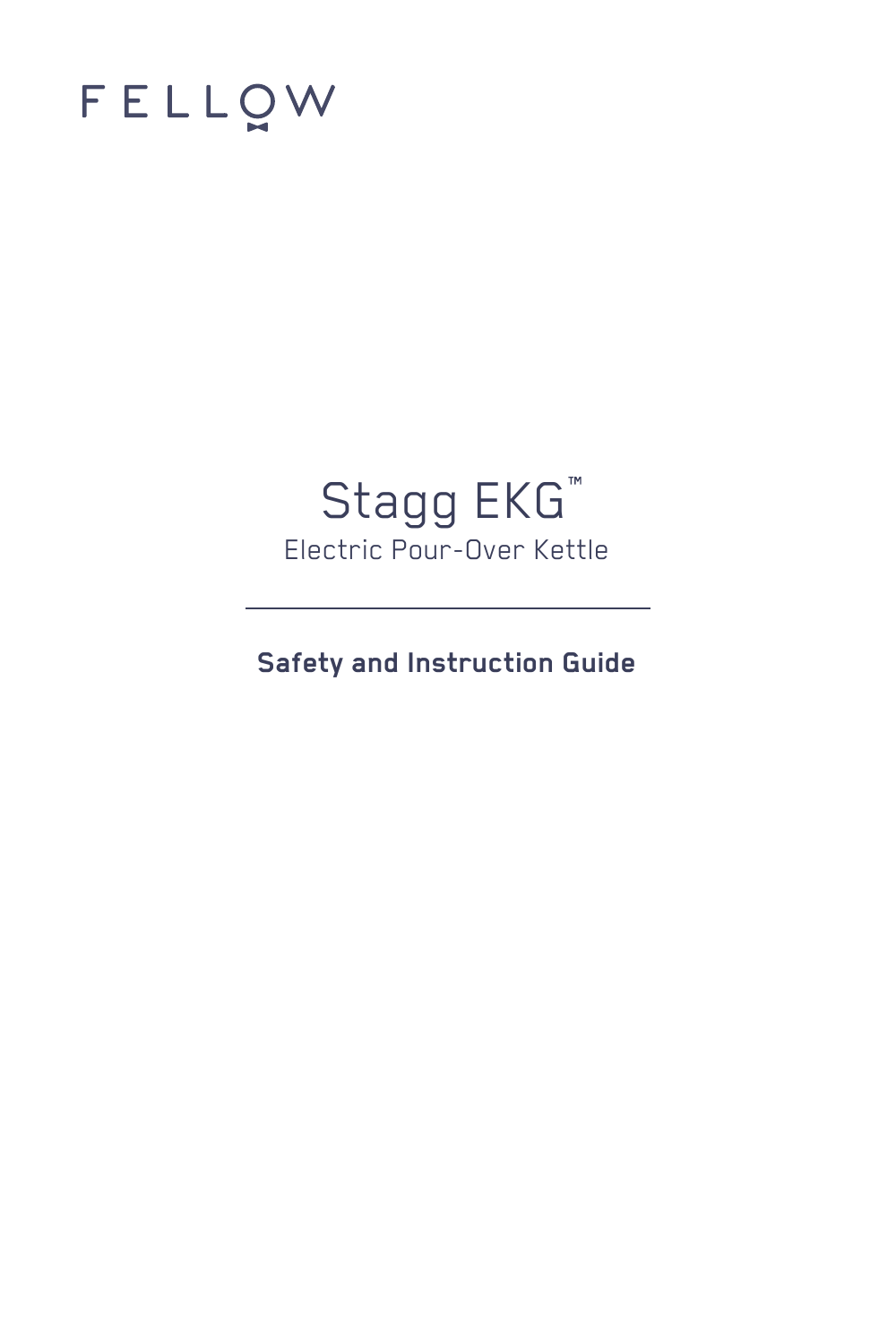FELLOW

# Stagg EKG™

Electric Pour-Over Kettle

---

**Safety and Instruction Guide**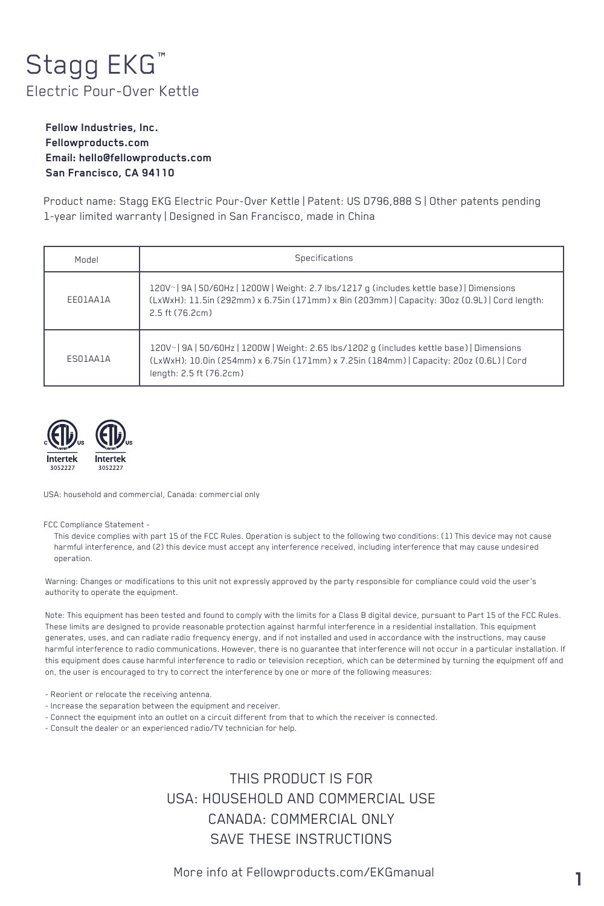# Stagg EKG™

## Electric Pour-Over Kettle

**Fellow Industries, Inc.**
**Fellowproducts.com**
**Email: hello@fellowproducts.com**
**San Francisco, CA 94110**

Product name: Stagg EKG Electric Pour-Over Kettle | Patent: US D796,888 S | Other patents pending
1-year limited warranty | Designed in San Francisco, made in China

| Model | Specifications |
|---|---|
| EE01AA1A | 120V~ \| 9A \| 50/60Hz \| 1200W \| Weight: 2.7 lbs/1217 g (includes kettle base) \| Dimensions (LxWxH): 11.5in (292mm) x 6.75in (171mm) x 8in (203mm) \| Capacity: 30oz (0.9L) \| Cord length: 2.5 ft (76.2cm) |
| ES01AA1A | 120V~ \| 9A \| 50/60Hz \| 1200W \| Weight: 2.65 lbs/1202 g (includes kettle base) \| Dimensions (LxWxH): 10.0in (254mm) x 6.75in (171mm) x 7.25in (184mm) \| Capacity: 20oz (0.6L) \| Cord length: 2.5 ft (76.2cm) |

Intertek 3052227 Intertek 3052227

USA: household and commercial, Canada: commercial only

FCC Compliance Statement -

This device complies with part 15 of the FCC Rules. Operation is subject to the following two conditions: (1) This device may not cause harmful interference, and (2) this device must accept any interference received, including interference that may cause undesired operation.

Warning: Changes or modifications to this unit not expressly approved by the party responsible for compliance could void the user's authority to operate the equipment.

Note: This equipment has been tested and found to comply with the limits for a Class B digital device, pursuant to Part 15 of the FCC Rules. These limits are designed to provide reasonable protection against harmful interference in a residential installation. This equipment generates, uses, and can radiate radio frequency energy, and if not installed and used in accordance with the instructions, may cause harmful interference to radio communications. However, there is no guarantee that interference will not occur in a particular installation. If this equipment does cause harmful interference to radio or television reception, which can be determined by turning the equipment off and on, the user is encouraged to try to correct the interference by one or more of the following measures:

- Reorient or relocate the receiving antenna.
- Increase the separation between the equipment and receiver.
- Connect the equipment into an outlet on a circuit different from that to which the receiver is connected.
- Consult the dealer or an experienced radio/TV technician for help.

THIS PRODUCT IS FOR
USA: HOUSEHOLD AND COMMERCIAL USE
CANADA: COMMERCIAL ONLY
SAVE THESE INSTRUCTIONS

More info at Fellowproducts.com/EKGmanual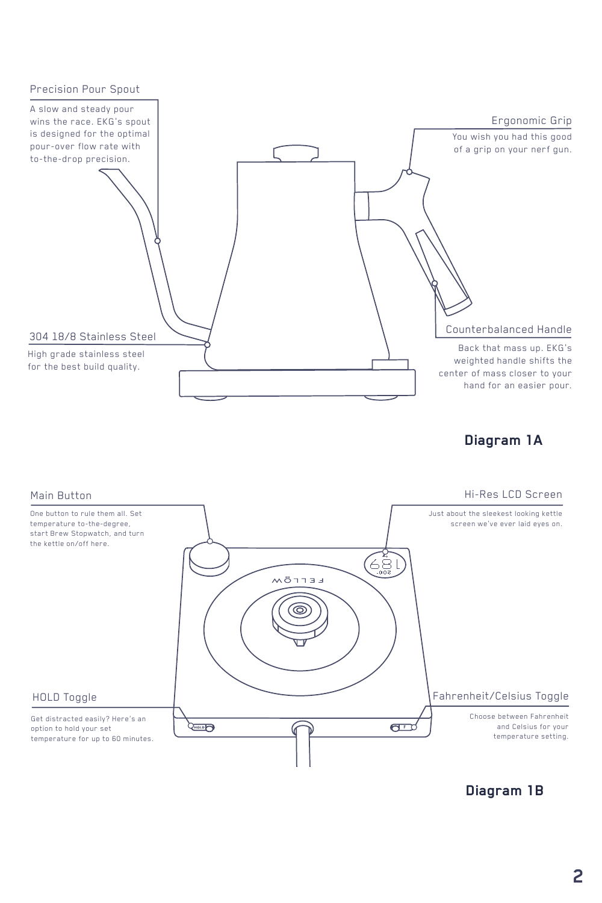**Precision Pour Spout**

A slow and steady pour wins the race. EKG's spout is designed for the optimal pour-over flow rate with to-the-drop precision.

**Ergonomic Grip**

You wish you had this good of a grip on your nerf gun.

**304 18/8 Stainless Steel**

High grade stainless steel for the best build quality.

**Counterbalanced Handle**

Back that mass up. EKG's weighted handle shifts the center of mass closer to your hand for an easier pour.

## Diagram 1A

**Main Button**

One button to rule them all. Set temperature to-the-degree, start Brew Stopwatch, and turn the kettle on/off here.

**Hi-Res LCD Screen**

Just about the sleekest looking kettle screen we've ever laid eyes on.

**HOLD Toggle**

Get distracted easily? Here's an option to hold your set temperature for up to 60 minutes.

**Fahrenheit/Celsius Toggle**

Choose between Fahrenheit and Celsius for your temperature setting.

## Diagram 1B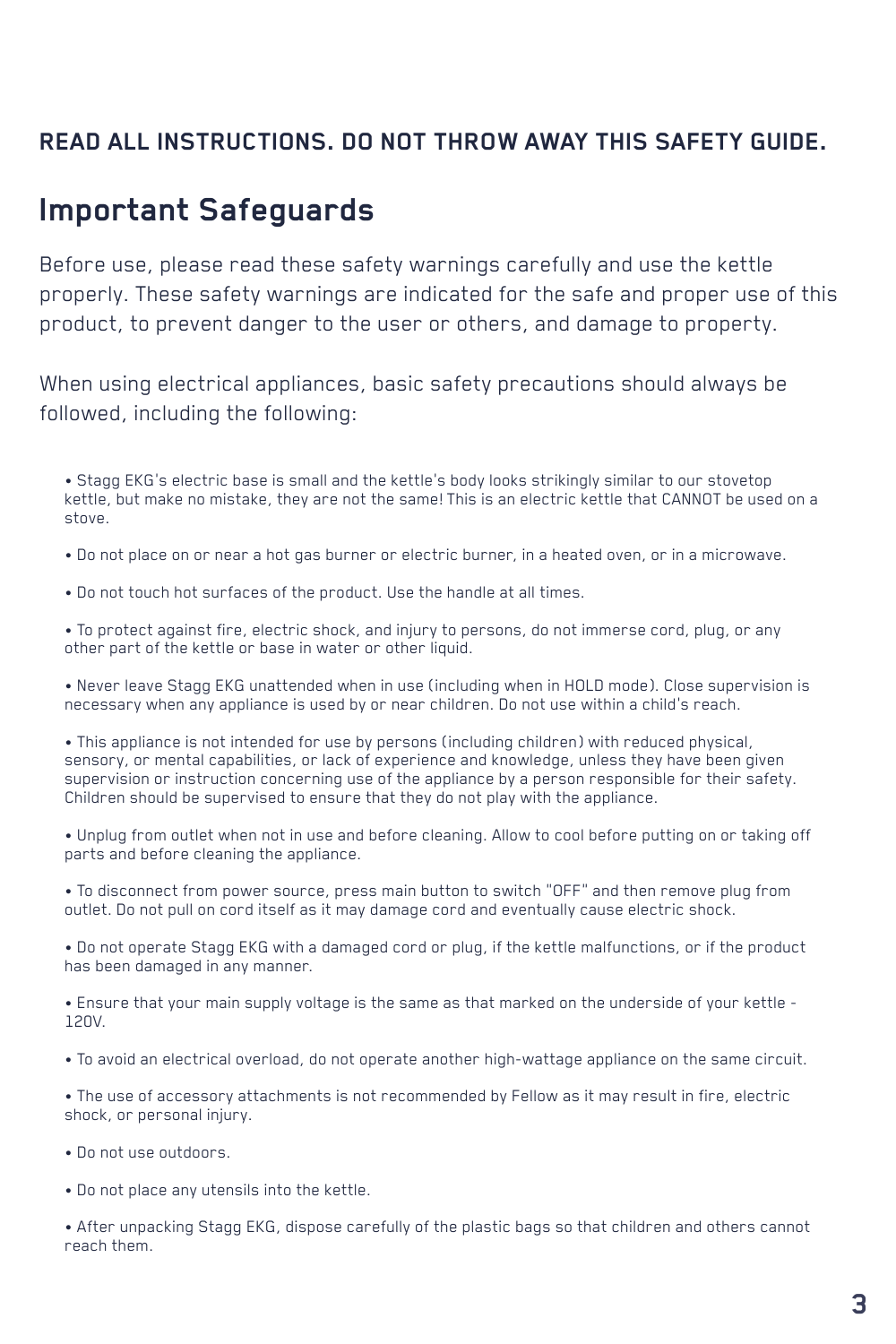**READ ALL INSTRUCTIONS. DO NOT THROW AWAY THIS SAFETY GUIDE.**

# Important Safeguards

Before use, please read these safety warnings carefully and use the kettle properly. These safety warnings are indicated for the safe and proper use of this product, to prevent danger to the user or others, and damage to property.

When using electrical appliances, basic safety precautions should always be followed, including the following:

- Stagg EKG's electric base is small and the kettle's body looks strikingly similar to our stovetop kettle, but make no mistake, they are not the same! This is an electric kettle that CANNOT be used on a stove.
- Do not place on or near a hot gas burner or electric burner, in a heated oven, or in a microwave.
- Do not touch hot surfaces of the product. Use the handle at all times.
- To protect against fire, electric shock, and injury to persons, do not immerse cord, plug, or any other part of the kettle or base in water or other liquid.
- Never leave Stagg EKG unattended when in use (including when in HOLD mode). Close supervision is necessary when any appliance is used by or near children. Do not use within a child's reach.
- This appliance is not intended for use by persons (including children) with reduced physical, sensory, or mental capabilities, or lack of experience and knowledge, unless they have been given supervision or instruction concerning use of the appliance by a person responsible for their safety. Children should be supervised to ensure that they do not play with the appliance.
- Unplug from outlet when not in use and before cleaning. Allow to cool before putting on or taking off parts and before cleaning the appliance.
- To disconnect from power source, press main button to switch "OFF" and then remove plug from outlet. Do not pull on cord itself as it may damage cord and eventually cause electric shock.
- Do not operate Stagg EKG with a damaged cord or plug, if the kettle malfunctions, or if the product has been damaged in any manner.
- Ensure that your main supply voltage is the same as that marked on the underside of your kettle - 120V.
- To avoid an electrical overload, do not operate another high-wattage appliance on the same circuit.
- The use of accessory attachments is not recommended by Fellow as it may result in fire, electric shock, or personal injury.
- Do not use outdoors.
- Do not place any utensils into the kettle.
- After unpacking Stagg EKG, dispose carefully of the plastic bags so that children and others cannot reach them.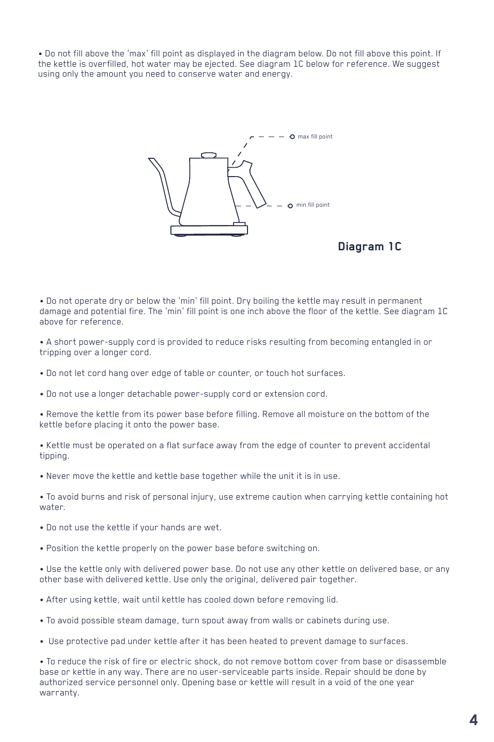• Do not fill above the 'max' fill point as displayed in the diagram below. Do not fill above this point. If the kettle is overfilled, hot water may be ejected. See diagram 1C below for reference. We suggest using only the amount you need to conserve water and energy.

max fill point

min fill point

**Diagram 1C**

• Do not operate dry or below the 'min' fill point. Dry boiling the kettle may result in permanent damage and potential fire. The 'min' fill point is one inch above the floor of the kettle. See diagram 1C above for reference.

• A short power-supply cord is provided to reduce risks resulting from becoming entangled in or tripping over a longer cord.

• Do not let cord hang over edge of table or counter, or touch hot surfaces.

• Do not use a longer detachable power-supply cord or extension cord.

• Remove the kettle from its power base before filling. Remove all moisture on the bottom of the kettle before placing it onto the power base.

• Kettle must be operated on a flat surface away from the edge of counter to prevent accidental tipping.

• Never move the kettle and kettle base together while the unit it is in use.

• To avoid burns and risk of personal injury, use extreme caution when carrying kettle containing hot water.

• Do not use the kettle if your hands are wet.

• Position the kettle properly on the power base before switching on.

• Use the kettle only with delivered power base. Do not use any other kettle on delivered base, or any other base with delivered kettle. Use only the original, delivered pair together.

• After using kettle, wait until kettle has cooled down before removing lid.

• To avoid possible steam damage, turn spout away from walls or cabinets during use.

• Use protective pad under kettle after it has been heated to prevent damage to surfaces.

• To reduce the risk of fire or electric shock, do not remove bottom cover from base or disassemble base or kettle in any way. There are no user-serviceable parts inside. Repair should be done by authorized service personnel only. Opening base or kettle will result in a void of the one year warranty.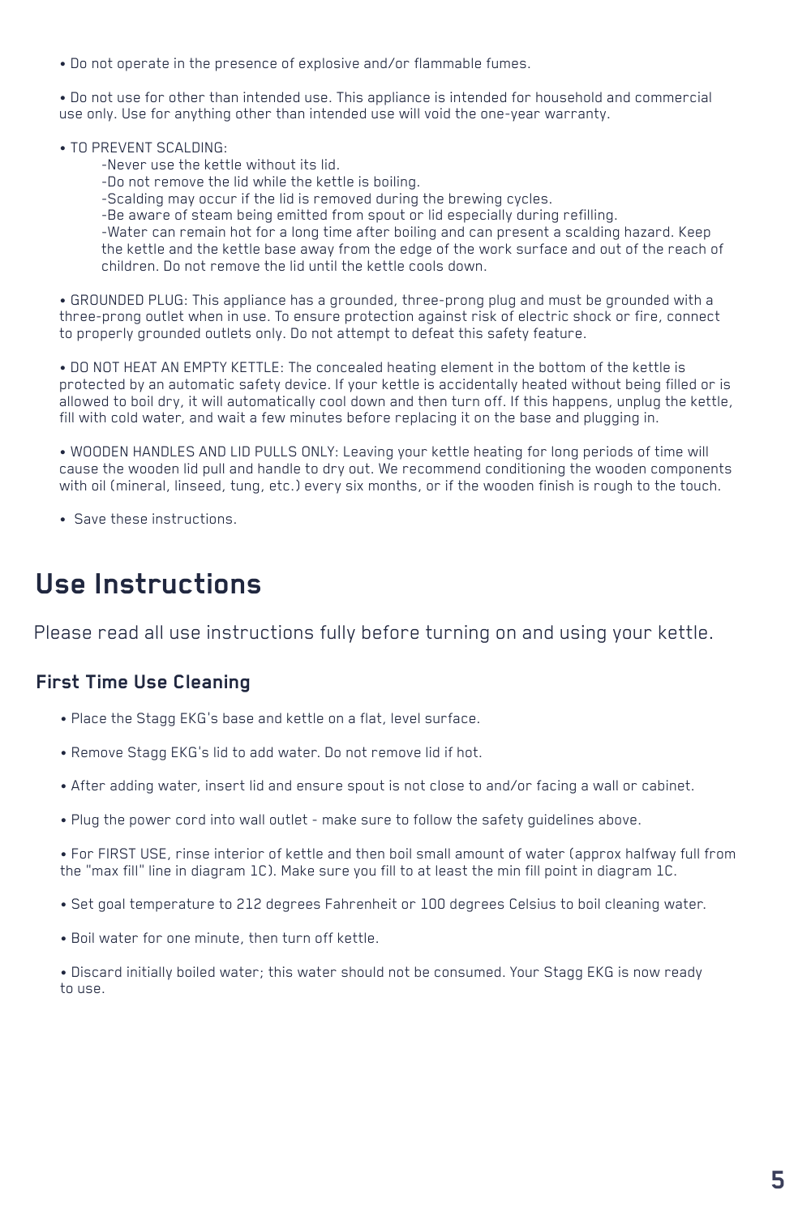- Do not operate in the presence of explosive and/or flammable fumes.

- Do not use for other than intended use. This appliance is intended for household and commercial use only. Use for anything other than intended use will void the one-year warranty.

- TO PREVENT SCALDING:
  - -Never use the kettle without its lid.
  - -Do not remove the lid while the kettle is boiling.
  - -Scalding may occur if the lid is removed during the brewing cycles.
  - -Be aware of steam being emitted from spout or lid especially during refilling.
  - -Water can remain hot for a long time after boiling and can present a scalding hazard. Keep the kettle and the kettle base away from the edge of the work surface and out of the reach of children. Do not remove the lid until the kettle cools down.

- GROUNDED PLUG: This appliance has a grounded, three-prong plug and must be grounded with a three-prong outlet when in use. To ensure protection against risk of electric shock or fire, connect to properly grounded outlets only. Do not attempt to defeat this safety feature.

- DO NOT HEAT AN EMPTY KETTLE: The concealed heating element in the bottom of the kettle is protected by an automatic safety device. If your kettle is accidentally heated without being filled or is allowed to boil dry, it will automatically cool down and then turn off. If this happens, unplug the kettle, fill with cold water, and wait a few minutes before replacing it on the base and plugging in.

- WOODEN HANDLES AND LID PULLS ONLY: Leaving your kettle heating for long periods of time will cause the wooden lid pull and handle to dry out. We recommend conditioning the wooden components with oil (mineral, linseed, tung, etc.) every six months, or if the wooden finish is rough to the touch.

- Save these instructions.

# Use Instructions

Please read all use instructions fully before turning on and using your kettle.

## First Time Use Cleaning

- Place the Stagg EKG's base and kettle on a flat, level surface.

- Remove Stagg EKG's lid to add water. Do not remove lid if hot.

- After adding water, insert lid and ensure spout is not close to and/or facing a wall or cabinet.

- Plug the power cord into wall outlet - make sure to follow the safety guidelines above.

- For FIRST USE, rinse interior of kettle and then boil small amount of water (approx halfway full from the "max fill" line in diagram 1C). Make sure you fill to at least the min fill point in diagram 1C.

- Set goal temperature to 212 degrees Fahrenheit or 100 degrees Celsius to boil cleaning water.

- Boil water for one minute, then turn off kettle.

- Discard initially boiled water; this water should not be consumed. Your Stagg EKG is now ready to use.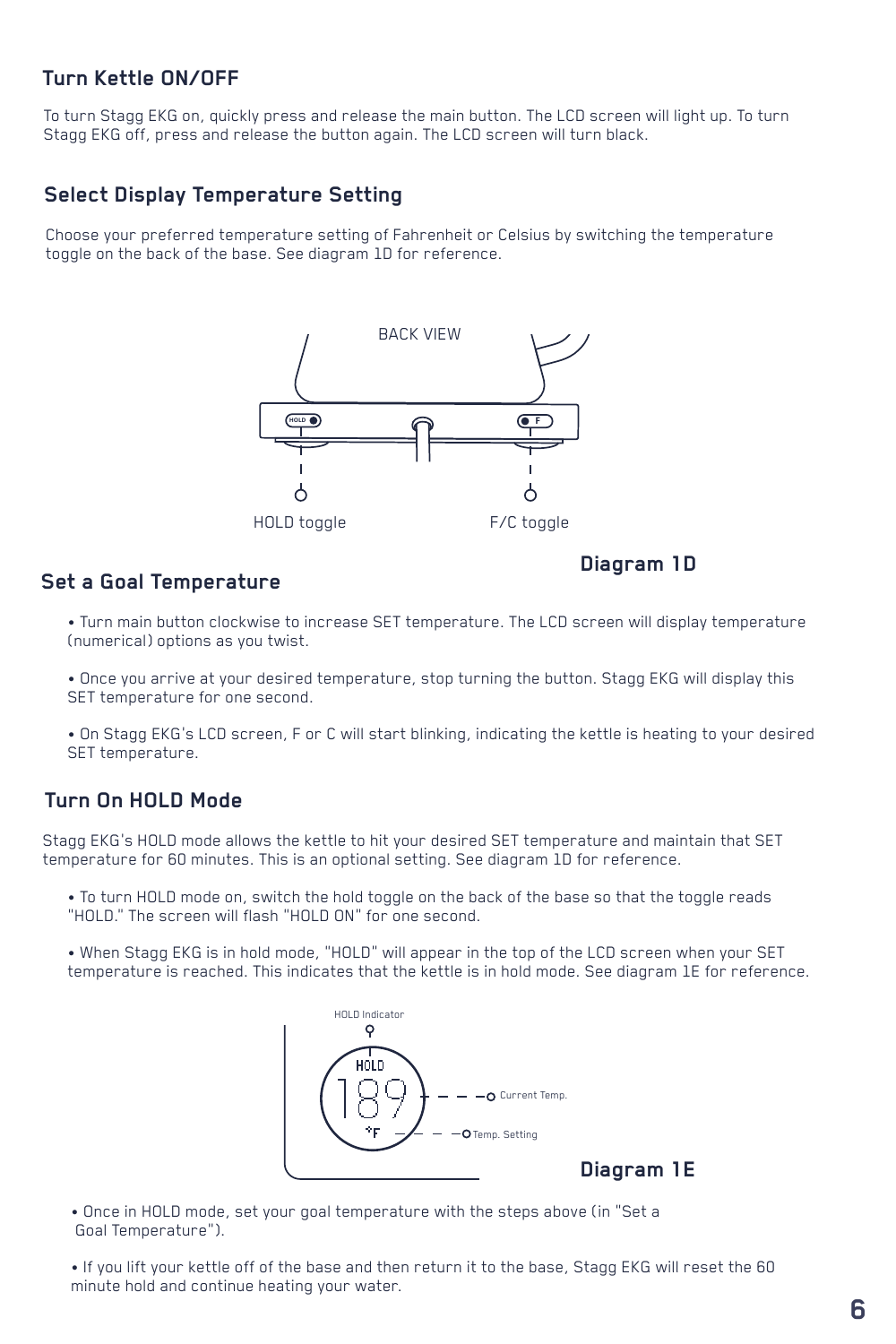## Turn Kettle ON/OFF

To turn Stagg EKG on, quickly press and release the main button. The LCD screen will light up. To turn Stagg EKG off, press and release the button again. The LCD screen will turn black.

## Select Display Temperature Setting

Choose your preferred temperature setting of Fahrenheit or Celsius by switching the temperature toggle on the back of the base. See diagram 1D for reference.

BACK VIEW

HOLD toggle

F/C toggle

**Diagram 1D**

## Set a Goal Temperature

- Turn main button clockwise to increase SET temperature. The LCD screen will display temperature (numerical) options as you twist.
- Once you arrive at your desired temperature, stop turning the button. Stagg EKG will display this SET temperature for one second.
- On Stagg EKG's LCD screen, F or C will start blinking, indicating the kettle is heating to your desired SET temperature.

## Turn On HOLD Mode

Stagg EKG's HOLD mode allows the kettle to hit your desired SET temperature and maintain that SET temperature for 60 minutes. This is an optional setting. See diagram 1D for reference.

- To turn HOLD mode on, switch the hold toggle on the back of the base so that the toggle reads "HOLD." The screen will flash "HOLD ON" for one second.
- When Stagg EKG is in hold mode, "HOLD" will appear in the top of the LCD screen when your SET temperature is reached. This indicates that the kettle is in hold mode. See diagram 1E for reference.

HOLD Indicator

Current Temp.

Temp. Setting

**Diagram 1E**

- Once in HOLD mode, set your goal temperature with the steps above (in "Set a Goal Temperature").
- If you lift your kettle off of the base and then return it to the base, Stagg EKG will reset the 60 minute hold and continue heating your water.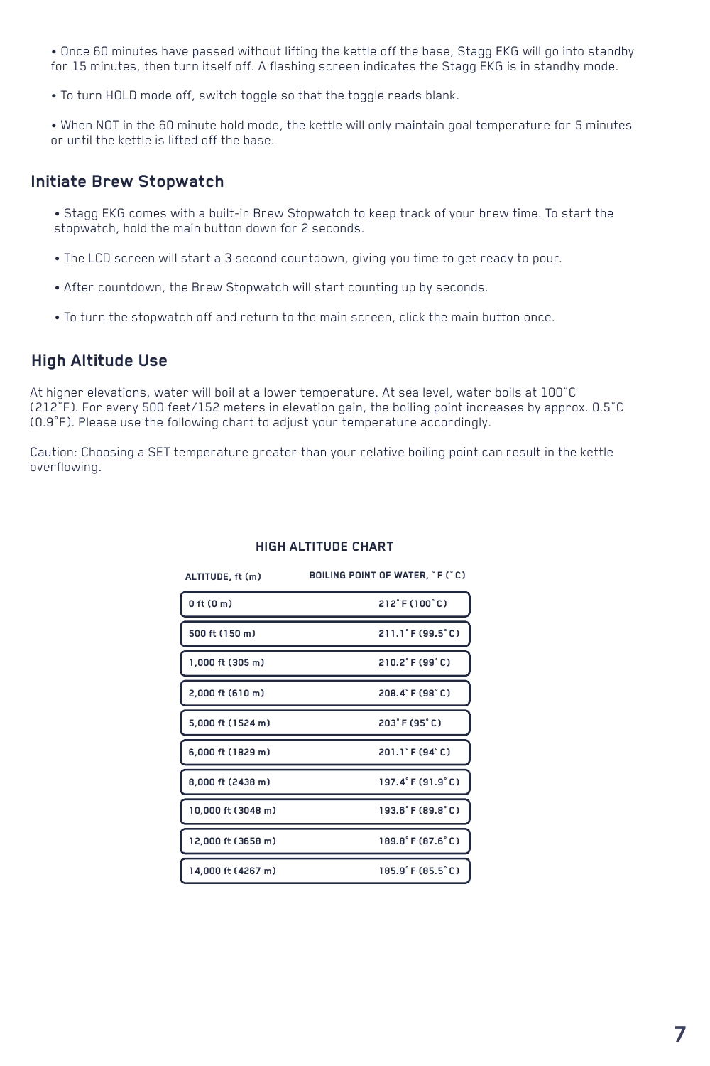- Once 60 minutes have passed without lifting the kettle off the base, Stagg EKG will go into standby for 15 minutes, then turn itself off. A flashing screen indicates the Stagg EKG is in standby mode.

- To turn HOLD mode off, switch toggle so that the toggle reads blank.

- When NOT in the 60 minute hold mode, the kettle will only maintain goal temperature for 5 minutes or until the kettle is lifted off the base.

## Initiate Brew Stopwatch

- Stagg EKG comes with a built-in Brew Stopwatch to keep track of your brew time. To start the stopwatch, hold the main button down for 2 seconds.

- The LCD screen will start a 3 second countdown, giving you time to get ready to pour.

- After countdown, the Brew Stopwatch will start counting up by seconds.

- To turn the stopwatch off and return to the main screen, click the main button once.

## High Altitude Use

At higher elevations, water will boil at a lower temperature. At sea level, water boils at 100˚C (212˚F). For every 500 feet/152 meters in elevation gain, the boiling point increases by approx. 0.5˚C (0.9˚F). Please use the following chart to adjust your temperature accordingly.

Caution: Choosing a SET temperature greater than your relative boiling point can result in the kettle overflowing.

**HIGH ALTITUDE CHART**

| ALTITUDE, ft (m) | BOILING POINT OF WATER, ˚F (˚C) |
|---|---|
| 0 ft (0 m) | 212˚F (100˚C) |
| 500 ft (150 m) | 211.1˚F (99.5˚C) |
| 1,000 ft (305 m) | 210.2˚F (99˚C) |
| 2,000 ft (610 m) | 208.4˚F (98˚C) |
| 5,000 ft (1524 m) | 203˚F (95˚C) |
| 6,000 ft (1829 m) | 201.1˚F (94˚C) |
| 8,000 ft (2438 m) | 197.4˚F (91.9˚C) |
| 10,000 ft (3048 m) | 193.6˚F (89.8˚C) |
| 12,000 ft (3658 m) | 189.8˚F (87.6˚C) |
| 14,000 ft (4267 m) | 185.9˚F (85.5˚C) |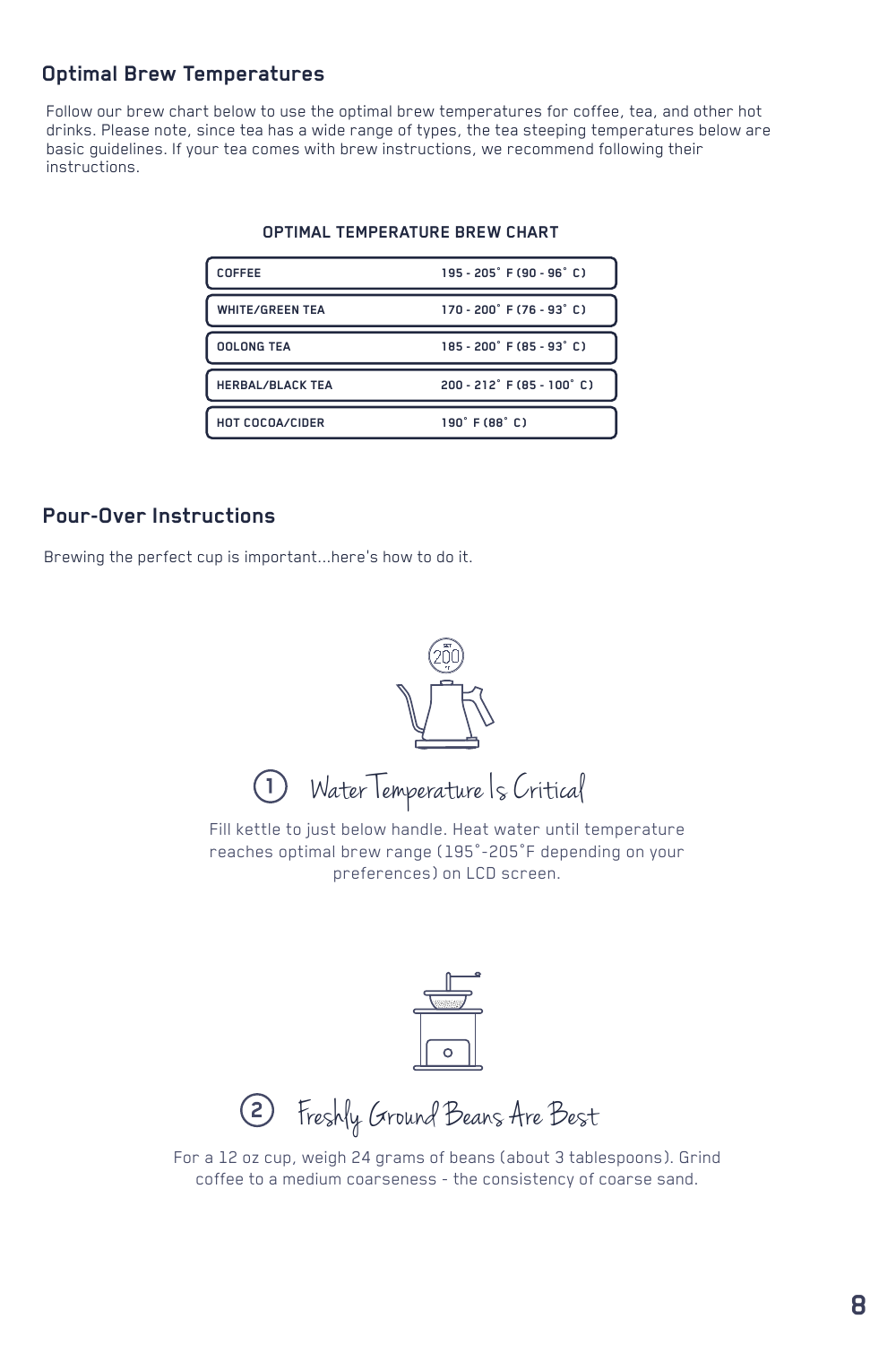## Optimal Brew Temperatures

Follow our brew chart below to use the optimal brew temperatures for coffee, tea, and other hot drinks. Please note, since tea has a wide range of types, the tea steeping temperatures below are basic guidelines. If your tea comes with brew instructions, we recommend following their instructions.

**OPTIMAL TEMPERATURE BREW CHART**

| | |
|---|---|
| COFFEE | 195 - 205° F (90 - 96° C) |
| WHITE/GREEN TEA | 170 - 200° F (76 - 93° C) |
| OOLONG TEA | 185 - 200° F (85 - 93° C) |
| HERBAL/BLACK TEA | 200 - 212° F (85 - 100° C) |
| HOT COCOA/CIDER | 190° F (88° C) |

## Pour-Over Instructions

Brewing the perfect cup is important...here's how to do it.

### 1 Water Temperature Is Critical

Fill kettle to just below handle. Heat water until temperature reaches optimal brew range (195°-205°F depending on your preferences) on LCD screen.

### 2 Freshly Ground Beans Are Best

For a 12 oz cup, weigh 24 grams of beans (about 3 tablespoons). Grind coffee to a medium coarseness - the consistency of coarse sand.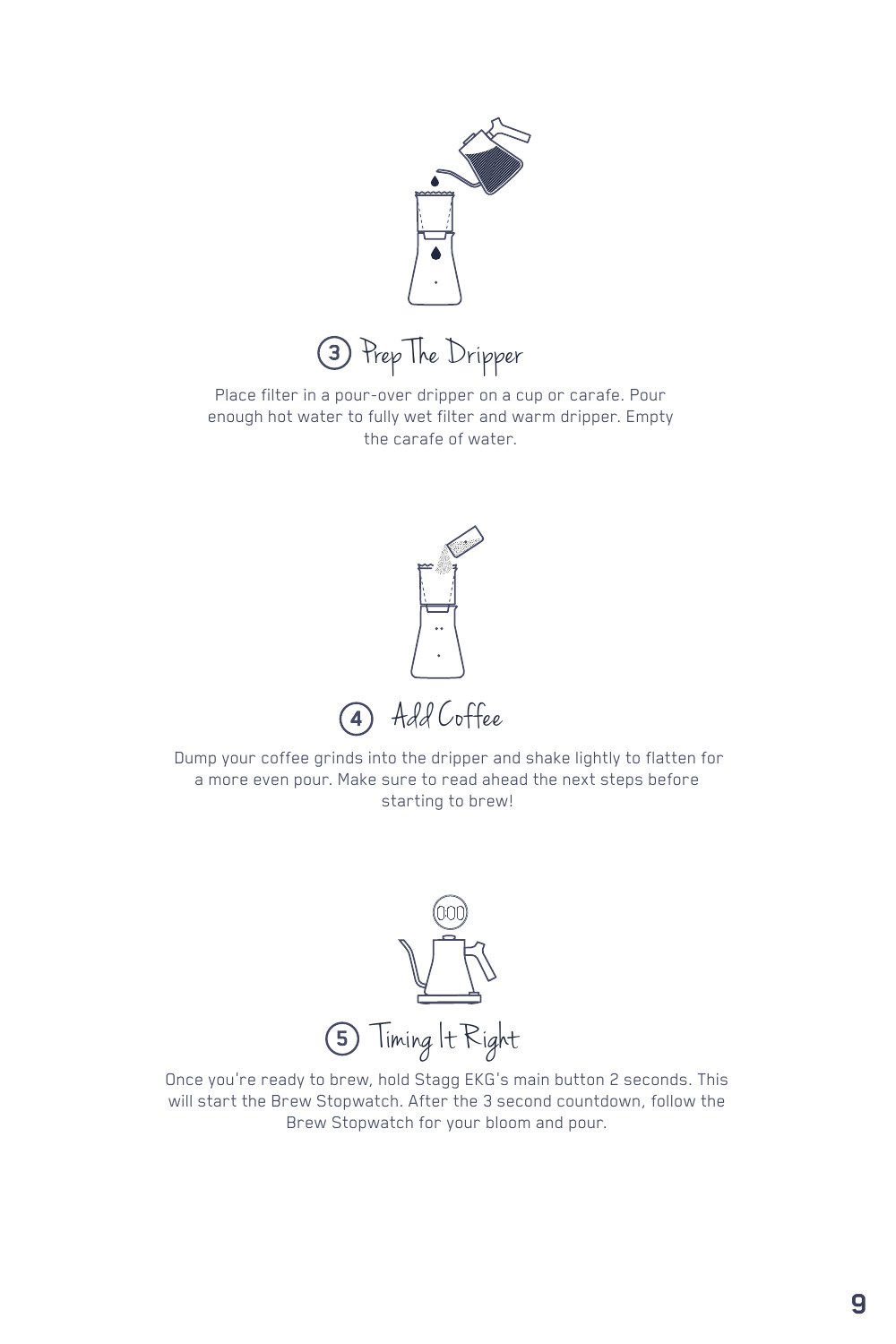## 3 Prep The Dripper

Place filter in a pour-over dripper on a cup or carafe. Pour enough hot water to fully wet filter and warm dripper. Empty the carafe of water.

## 4 Add Coffee

Dump your coffee grinds into the dripper and shake lightly to flatten for a more even pour. Make sure to read ahead the next steps before starting to brew!

## 5 Timing It Right

Once you're ready to brew, hold Stagg EKG's main button 2 seconds. This will start the Brew Stopwatch. After the 3 second countdown, follow the Brew Stopwatch for your bloom and pour.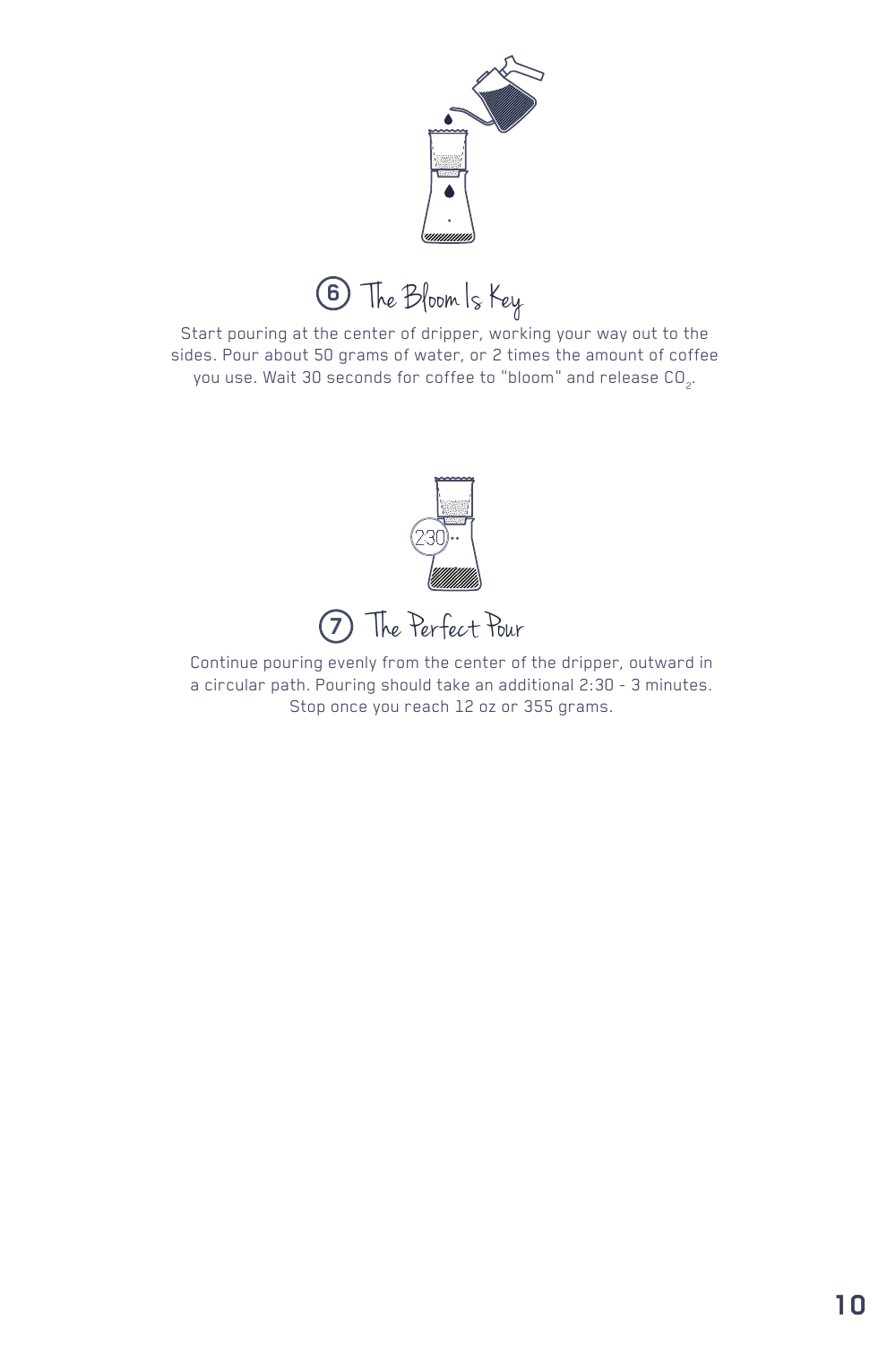## 6 The Bloom Is Key

Start pouring at the center of dripper, working your way out to the sides. Pour about 50 grams of water, or 2 times the amount of coffee you use. Wait 30 seconds for coffee to "bloom" and release $CO_2$.

## 7 The Perfect Pour

Continue pouring evenly from the center of the dripper, outward in a circular path. Pouring should take an additional 2:30 - 3 minutes. Stop once you reach 12 oz or 355 grams.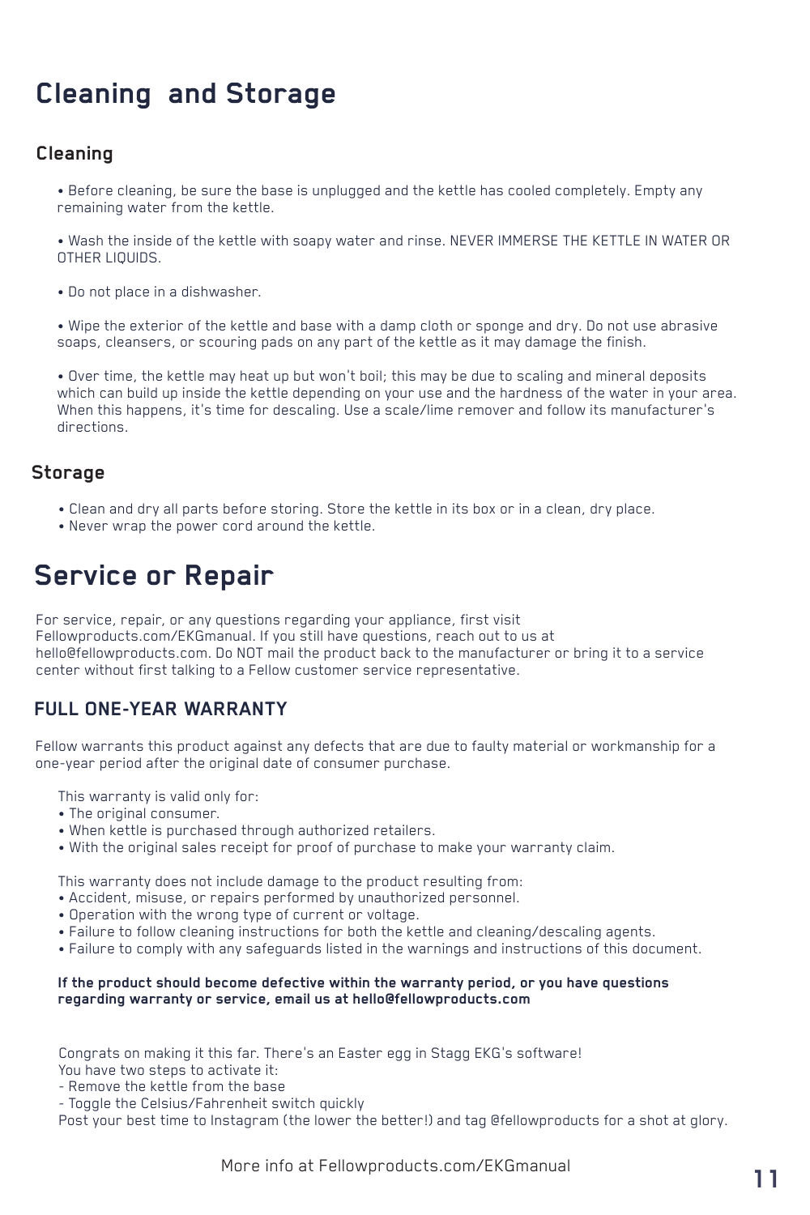# Cleaning and Storage

## Cleaning

- Before cleaning, be sure the base is unplugged and the kettle has cooled completely. Empty any remaining water from the kettle.
- Wash the inside of the kettle with soapy water and rinse. NEVER IMMERSE THE KETTLE IN WATER OR OTHER LIQUIDS.
- Do not place in a dishwasher.
- Wipe the exterior of the kettle and base with a damp cloth or sponge and dry. Do not use abrasive soaps, cleansers, or scouring pads on any part of the kettle as it may damage the finish.
- Over time, the kettle may heat up but won't boil; this may be due to scaling and mineral deposits which can build up inside the kettle depending on your use and the hardness of the water in your area. When this happens, it's time for descaling. Use a scale/lime remover and follow its manufacturer's directions.

## Storage

- Clean and dry all parts before storing. Store the kettle in its box or in a clean, dry place.
- Never wrap the power cord around the kettle.

# Service or Repair

For service, repair, or any questions regarding your appliance, first visit Fellowproducts.com/EKGmanual. If you still have questions, reach out to us at hello@fellowproducts.com. Do NOT mail the product back to the manufacturer or bring it to a service center without first talking to a Fellow customer service representative.

## FULL ONE-YEAR WARRANTY

Fellow warrants this product against any defects that are due to faulty material or workmanship for a one-year period after the original date of consumer purchase.

This warranty is valid only for:

- The original consumer.
- When kettle is purchased through authorized retailers.
- With the original sales receipt for proof of purchase to make your warranty claim.

This warranty does not include damage to the product resulting from:

- Accident, misuse, or repairs performed by unauthorized personnel.
- Operation with the wrong type of current or voltage.
- Failure to follow cleaning instructions for both the kettle and cleaning/descaling agents.
- Failure to comply with any safeguards listed in the warnings and instructions of this document.

**If the product should become defective within the warranty period, or you have questions regarding warranty or service, email us at hello@fellowproducts.com**

Congrats on making it this far. There's an Easter egg in Stagg EKG's software!
You have two steps to activate it:
- Remove the kettle from the base
- Toggle the Celsius/Fahrenheit switch quickly

Post your best time to Instagram (the lower the better!) and tag @fellowproducts for a shot at glory.

More info at Fellowproducts.com/EKGmanual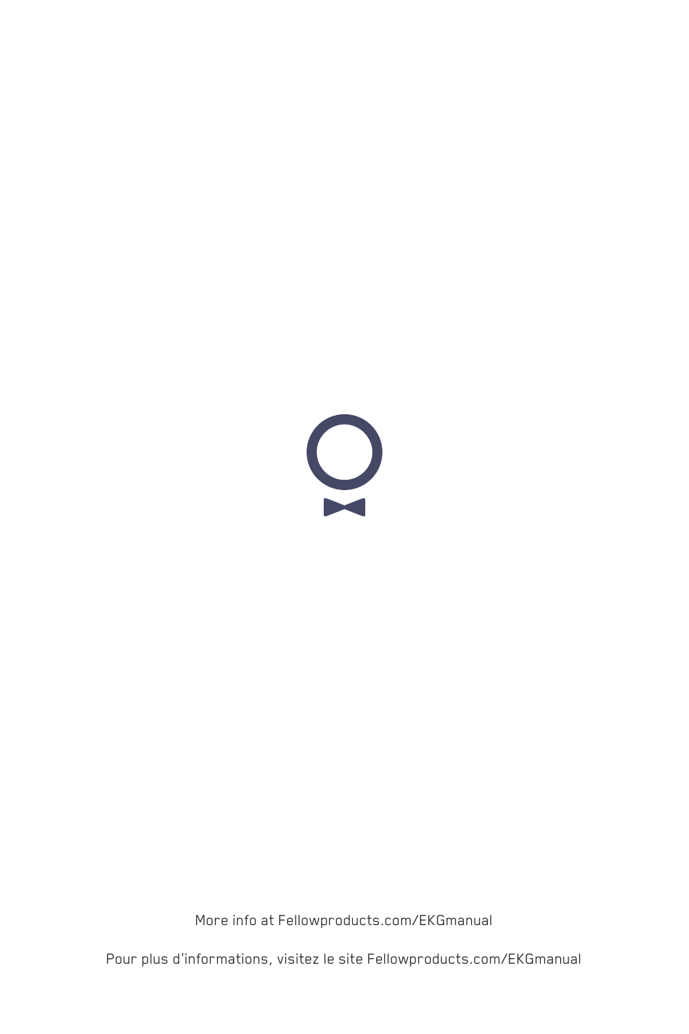More info at Fellowproducts.com/EKGmanual

Pour plus d'informations, visitez le site Fellowproducts.com/EKGmanual